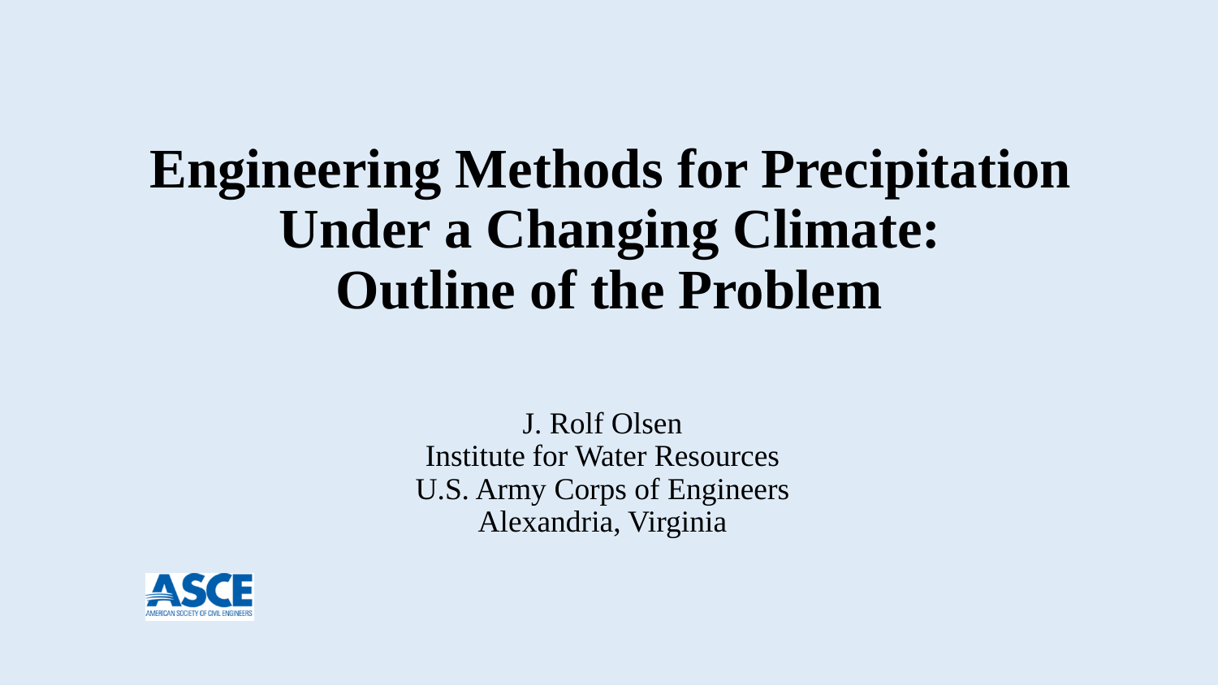# Engineering Methods for Precipitation Under a Changing Climate: Outline of the Problem

J. Rolf Olsen
Institute for Water Resources
U.S. Army Corps of Engineers
Alexandria, Virginia

ASCE
AMERICAN SOCIETY OF CIVIL ENGINEERS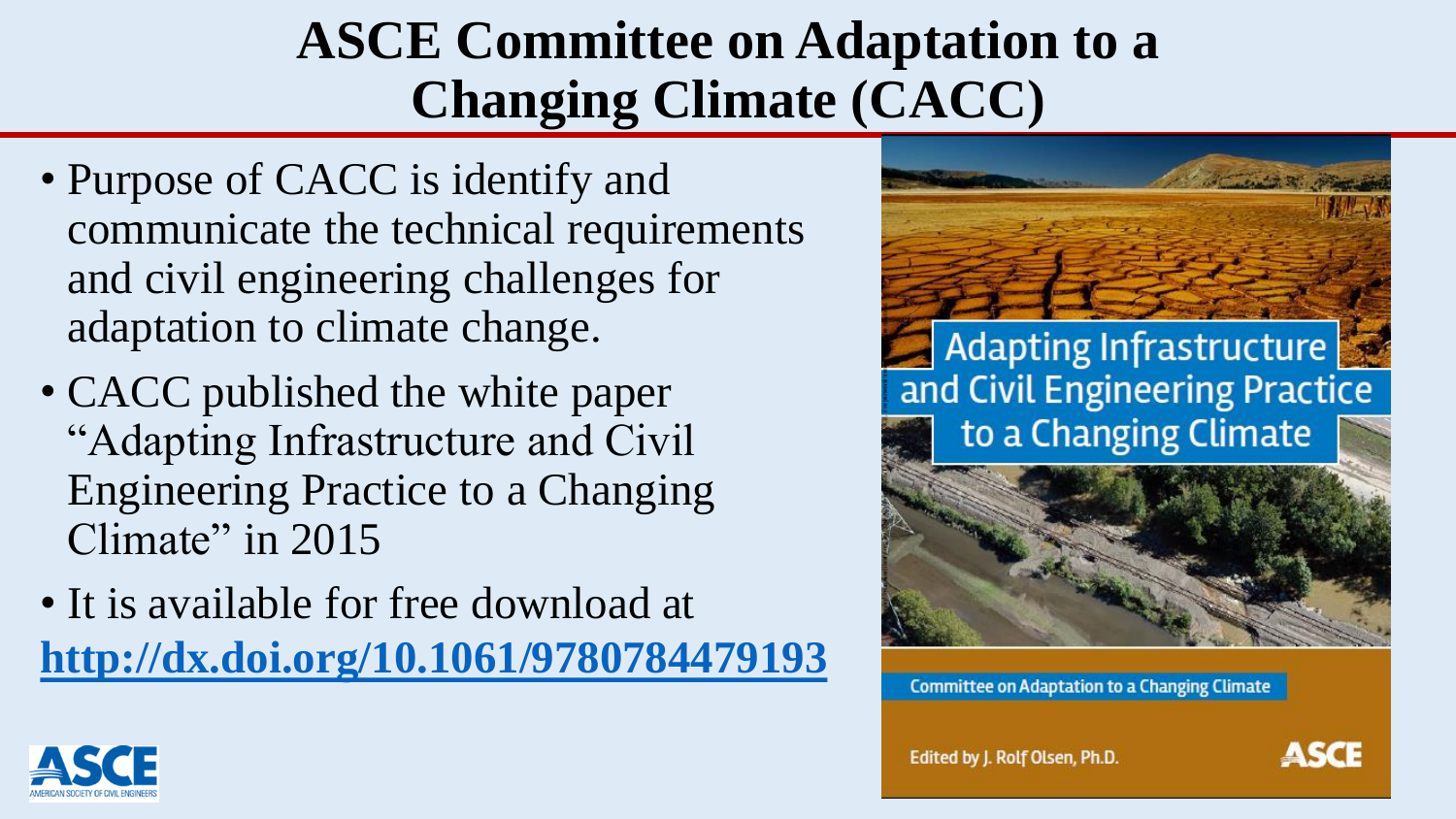# ASCE Committee on Adaptation to a Changing Climate (CACC)

- Purpose of CACC is identify and communicate the technical requirements and civil engineering challenges for adaptation to climate change.
- CACC published the white paper "Adapting Infrastructure and Civil Engineering Practice to a Changing Climate" in 2015
- It is available for free download at **http://dx.doi.org/10.1061/9780784479193**

Adapting Infrastructure and Civil Engineering Practice to a Changing Climate

Committee on Adaptation to a Changing Climate

Edited by J. Rolf Olsen, Ph.D.

ASCE

ASCE AMERICAN SOCIETY OF CIVIL ENGINEERS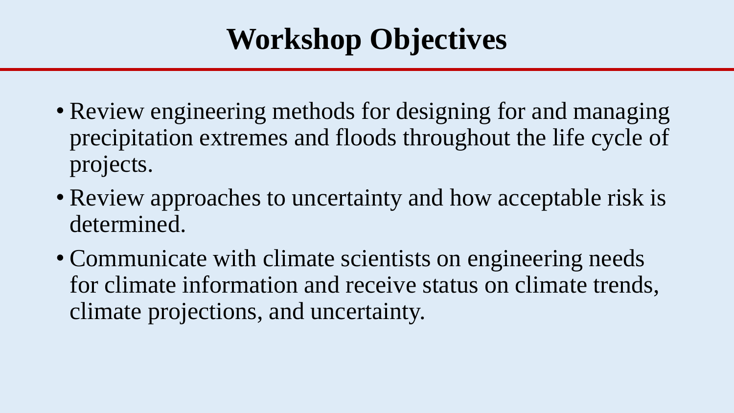# Workshop Objectives

- Review engineering methods for designing for and managing precipitation extremes and floods throughout the life cycle of projects.
- Review approaches to uncertainty and how acceptable risk is determined.
- Communicate with climate scientists on engineering needs for climate information and receive status on climate trends, climate projections, and uncertainty.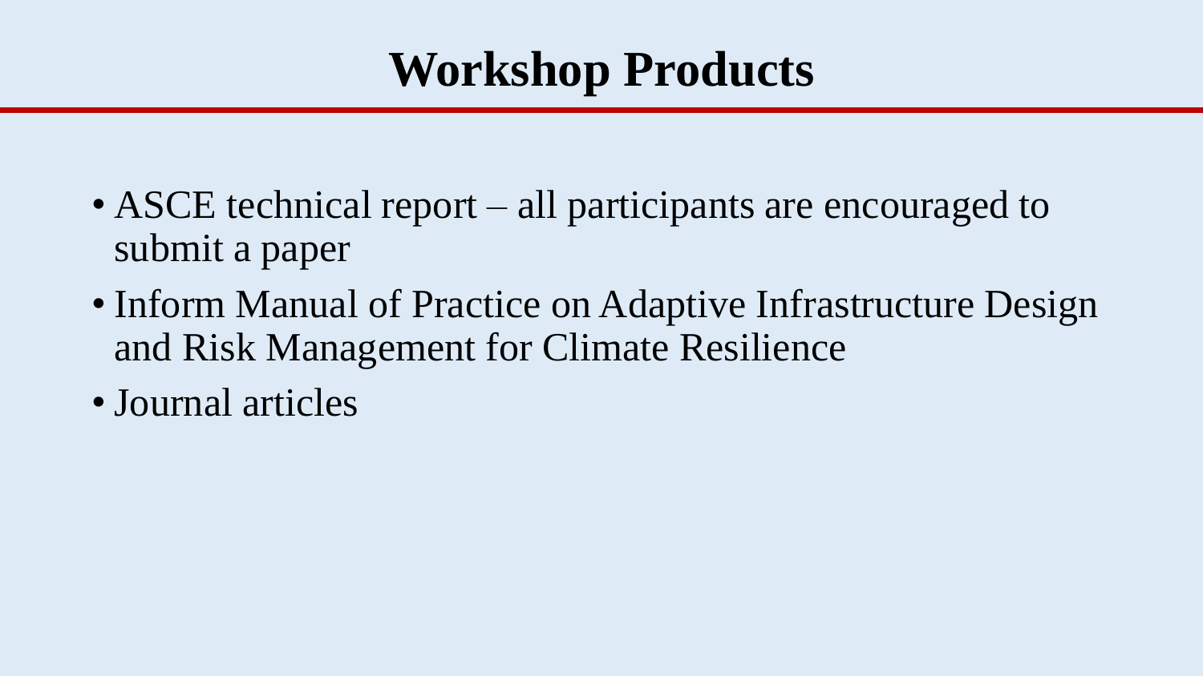# Workshop Products

- ASCE technical report – all participants are encouraged to submit a paper
- Inform Manual of Practice on Adaptive Infrastructure Design and Risk Management for Climate Resilience
- Journal articles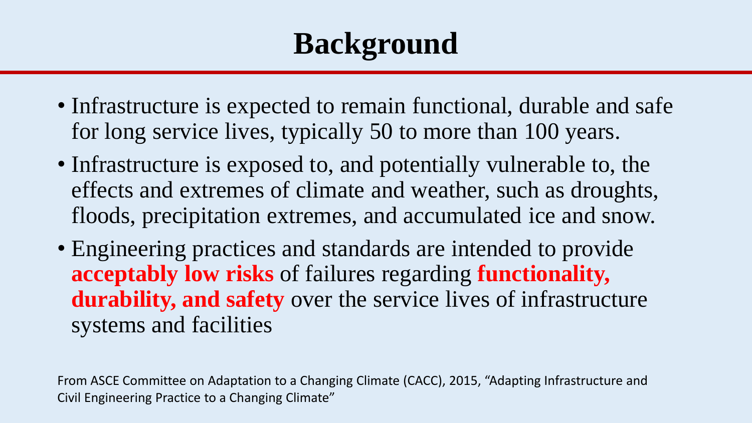# Background

- Infrastructure is expected to remain functional, durable and safe for long service lives, typically 50 to more than 100 years.
- Infrastructure is exposed to, and potentially vulnerable to, the effects and extremes of climate and weather, such as droughts, floods, precipitation extremes, and accumulated ice and snow.
- Engineering practices and standards are intended to provide **acceptably low risks** of failures regarding **functionality, durability, and safety** over the service lives of infrastructure systems and facilities

From ASCE Committee on Adaptation to a Changing Climate (CACC), 2015, "Adapting Infrastructure and Civil Engineering Practice to a Changing Climate"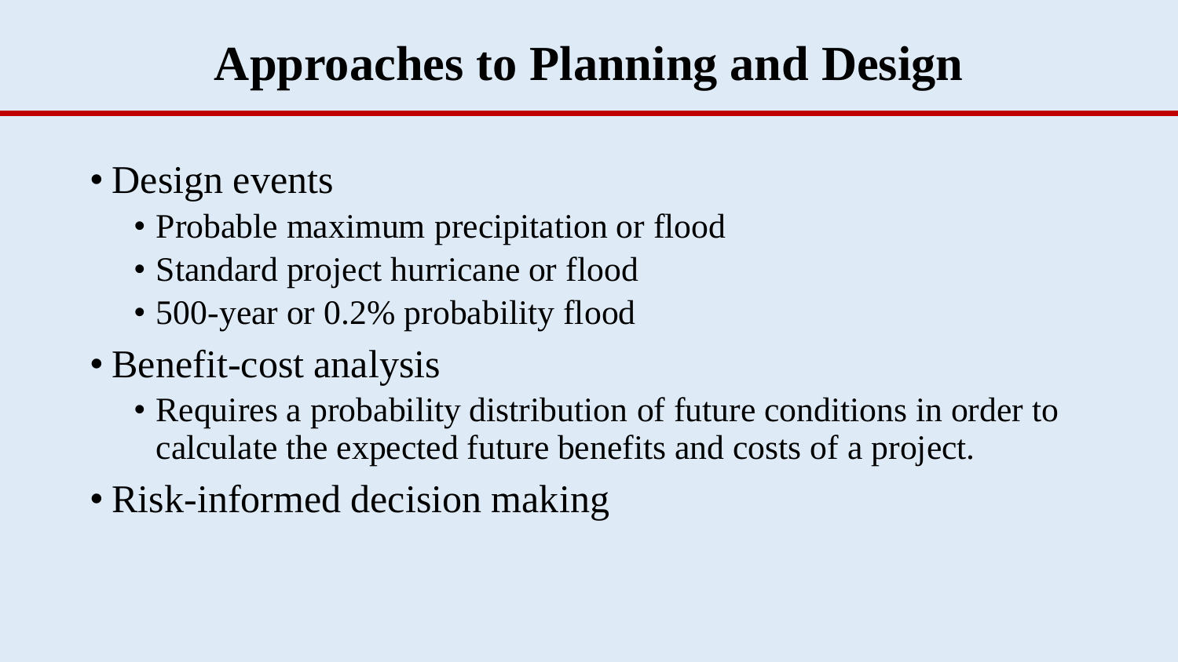# Approaches to Planning and Design

- Design events
  - Probable maximum precipitation or flood
  - Standard project hurricane or flood
  - 500-year or 0.2% probability flood
- Benefit-cost analysis
  - Requires a probability distribution of future conditions in order to calculate the expected future benefits and costs of a project.
- Risk-informed decision making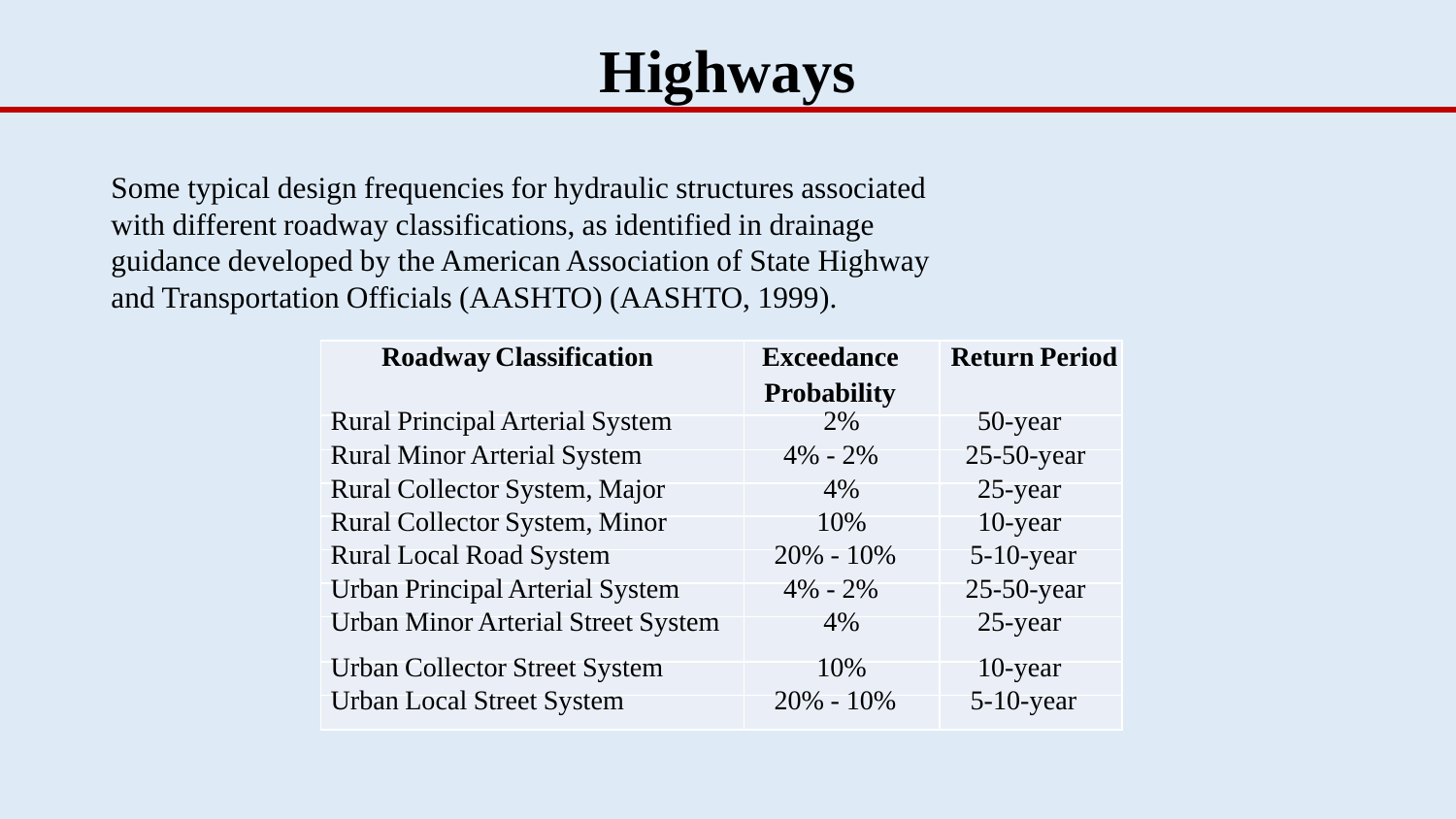# Highways

Some typical design frequencies for hydraulic structures associated with different roadway classifications, as identified in drainage guidance developed by the American Association of State Highway and Transportation Officials (AASHTO) (AASHTO, 1999).

| Roadway Classification | Exceedance Probability | Return Period |
|---|---|---|
| Rural Principal Arterial System | 2% | 50-year |
| Rural Minor Arterial System | 4% - 2% | 25-50-year |
| Rural Collector System, Major | 4% | 25-year |
| Rural Collector System, Minor | 10% | 10-year |
| Rural Local Road System | 20% - 10% | 5-10-year |
| Urban Principal Arterial System | 4% - 2% | 25-50-year |
| Urban Minor Arterial Street System | 4% | 25-year |
| Urban Collector Street System | 10% | 10-year |
| Urban Local Street System | 20% - 10% | 5-10-year |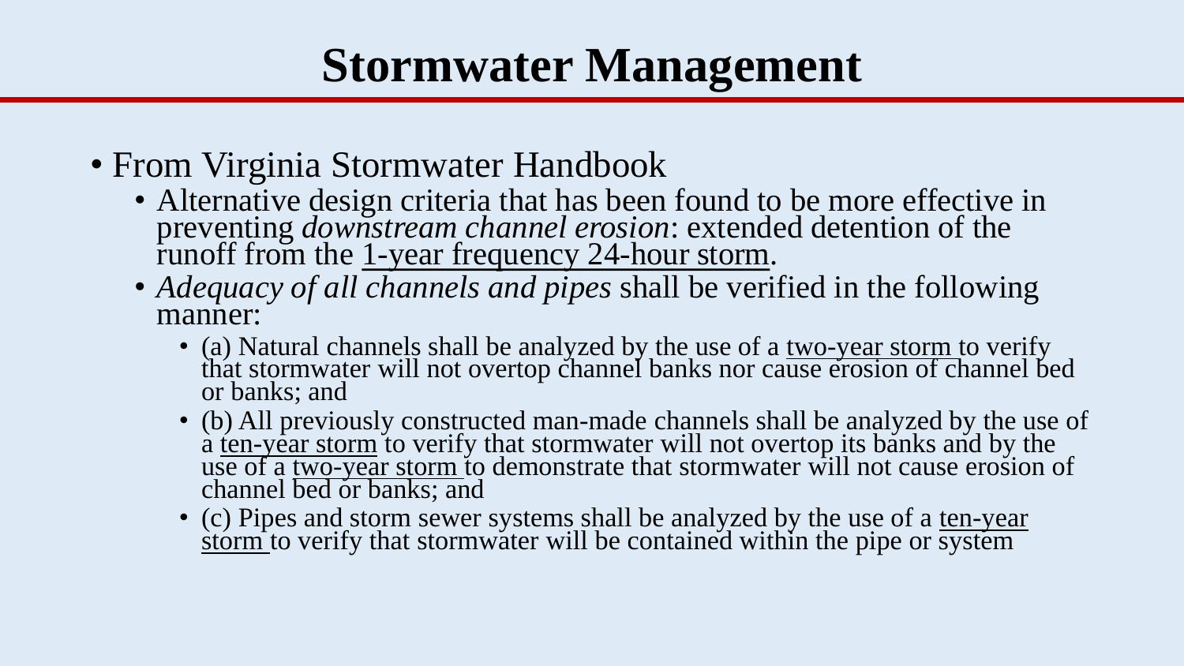# Stormwater Management

- From Virginia Stormwater Handbook
  - Alternative design criteria that has been found to be more effective in preventing *downstream channel erosion*: extended detention of the runoff from the 1-year frequency 24-hour storm.
  - *Adequacy of all channels and pipes* shall be verified in the following manner:
    - (a) Natural channels shall be analyzed by the use of a two-year storm to verify that stormwater will not overtop channel banks nor cause erosion of channel bed or banks; and
    - (b) All previously constructed man-made channels shall be analyzed by the use of a ten-year storm to verify that stormwater will not overtop its banks and by the use of a two-year storm to demonstrate that stormwater will not cause erosion of channel bed or banks; and
    - (c) Pipes and storm sewer systems shall be analyzed by the use of a ten-year storm to verify that stormwater will be contained within the pipe or system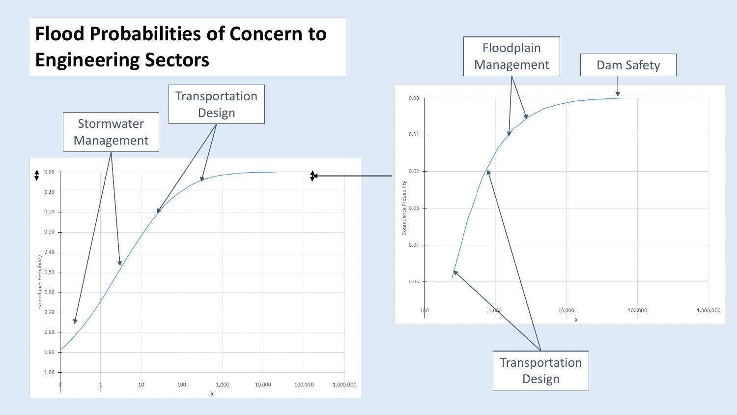# Flood Probabilities of Concern to Engineering Sectors

Stormwater Management

Transportation Design

Floodplain Management

Dam Safety

Transportation Design

Exceedance Probability

x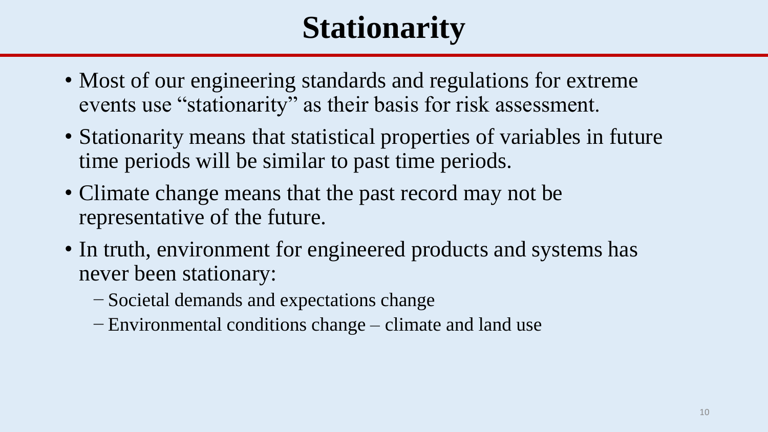# Stationarity

- Most of our engineering standards and regulations for extreme events use "stationarity" as their basis for risk assessment.
- Stationarity means that statistical properties of variables in future time periods will be similar to past time periods.
- Climate change means that the past record may not be representative of the future.
- In truth, environment for engineered products and systems has never been stationary:
  - Societal demands and expectations change
  - Environmental conditions change – climate and land use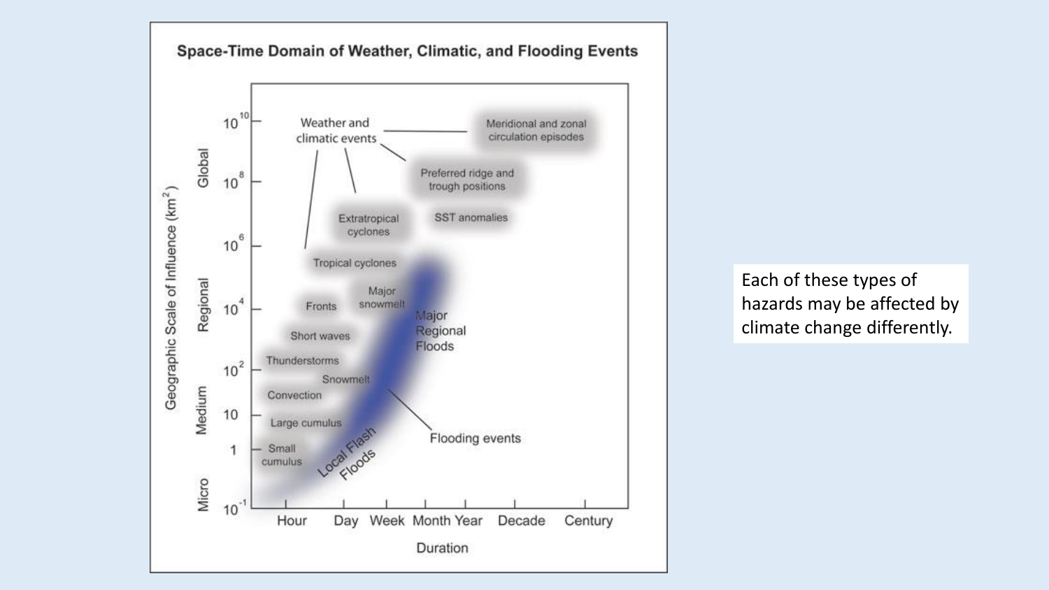## Space-Time Domain of Weather, Climatic, and Flooding Events

Geographic Scale of Influence ($km^2$): Micro ($10^{-1}$ – 1), Medium (1 – $10^{2}$), Regional ($10^{2}$ – $10^{6}$), Global ($10^{6}$ – $10^{10}$)

Duration: Hour, Day, Week, Month, Year, Decade, Century

Weather and climatic events:

- Meridional and zonal circulation episodes
- Preferred ridge and trough positions
- SST anomalies
- Extratropical cyclones
- Tropical cyclones
- Major snowmelt
- Fronts
- Short waves
- Thunderstorms
- Snowmelt
- Convection
- Large cumulus
- Small cumulus

Flooding events:

- Major Regional Floods
- Local Flash Floods

Each of these types of hazards may be affected by climate change differently.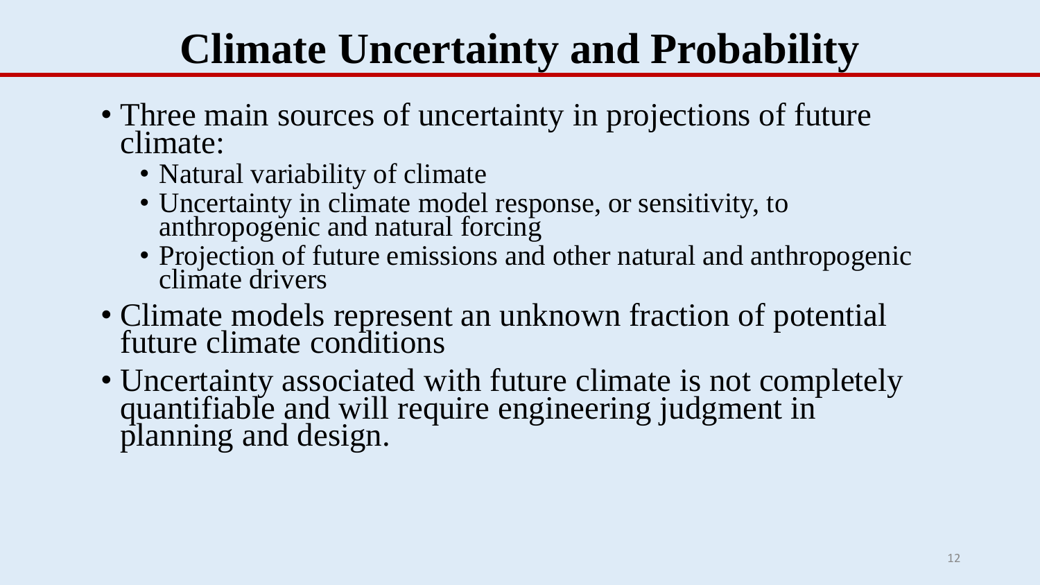# Climate Uncertainty and Probability

- Three main sources of uncertainty in projections of future climate:
  - Natural variability of climate
  - Uncertainty in climate model response, or sensitivity, to anthropogenic and natural forcing
  - Projection of future emissions and other natural and anthropogenic climate drivers
- Climate models represent an unknown fraction of potential future climate conditions
- Uncertainty associated with future climate is not completely quantifiable and will require engineering judgment in planning and design.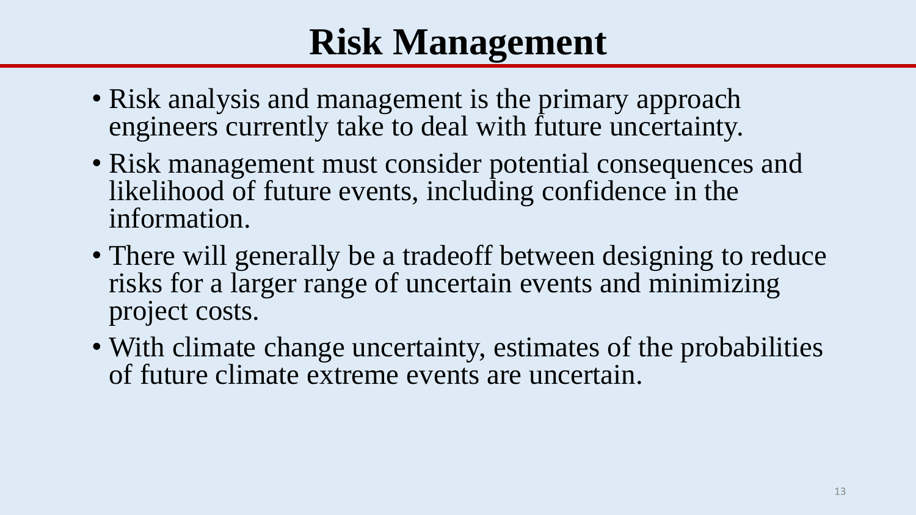# Risk Management

- Risk analysis and management is the primary approach engineers currently take to deal with future uncertainty.
- Risk management must consider potential consequences and likelihood of future events, including confidence in the information.
- There will generally be a tradeoff between designing to reduce risks for a larger range of uncertain events and minimizing project costs.
- With climate change uncertainty, estimates of the probabilities of future climate extreme events are uncertain.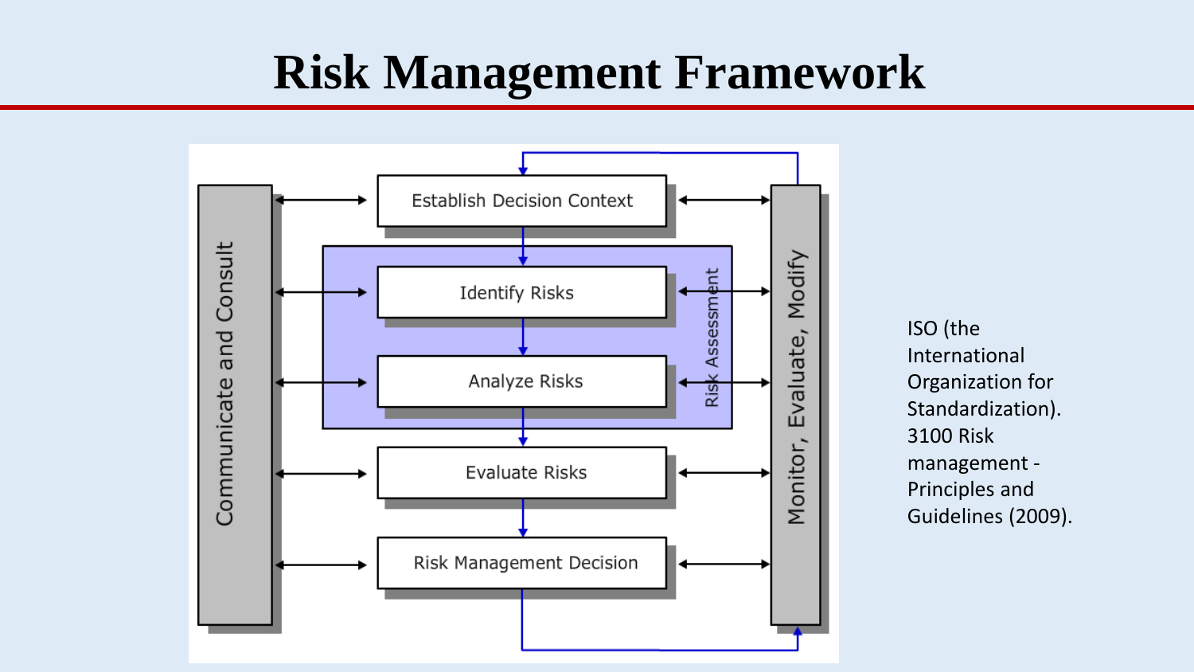# Risk Management Framework

Communicate and Consult

Establish Decision Context

Identify Risks

Analyze Risks

Risk Assessment

Evaluate Risks

Risk Management Decision

Monitor, Evaluate, Modify

ISO (the International Organization for Standardization). 3100 Risk management - Principles and Guidelines (2009).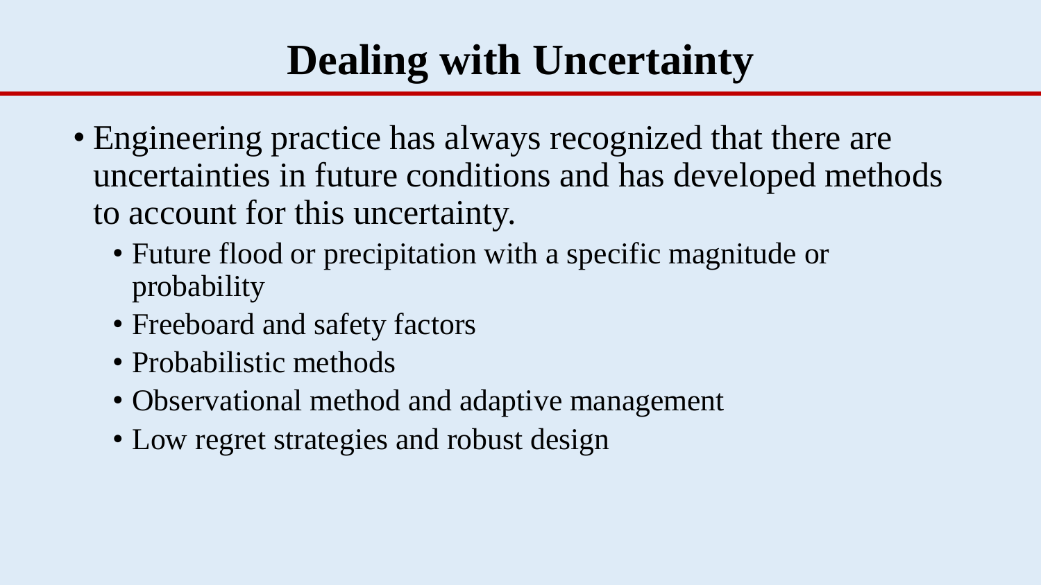# Dealing with Uncertainty

- Engineering practice has always recognized that there are uncertainties in future conditions and has developed methods to account for this uncertainty.
  - Future flood or precipitation with a specific magnitude or probability
  - Freeboard and safety factors
  - Probabilistic methods
  - Observational method and adaptive management
  - Low regret strategies and robust design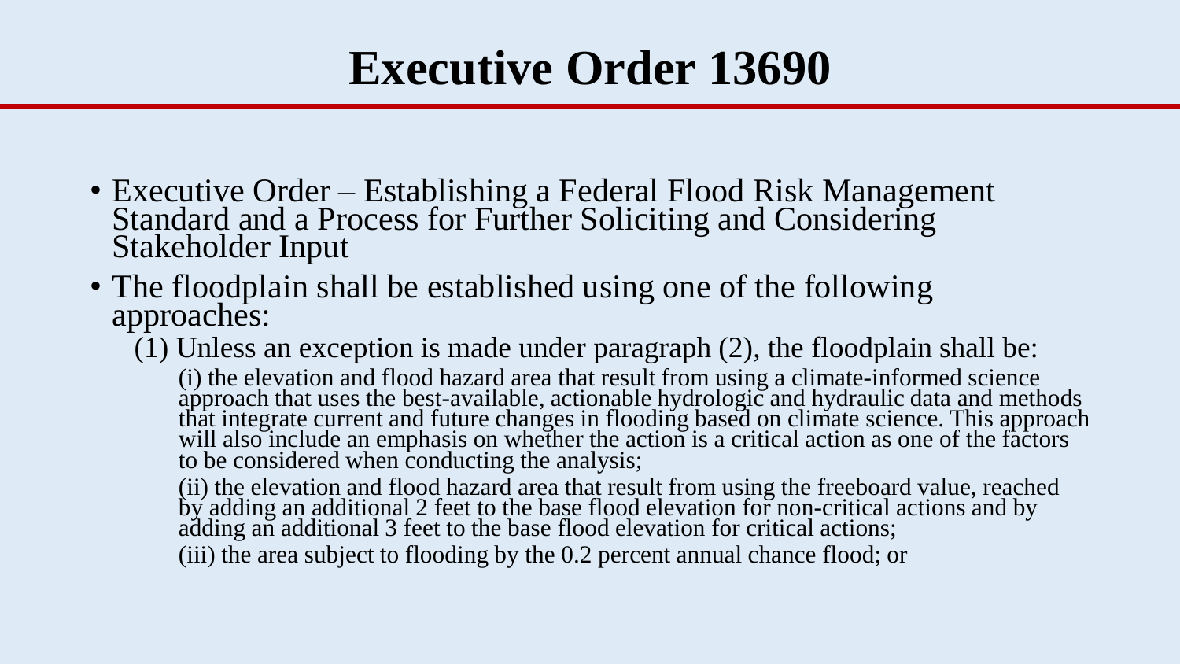# Executive Order 13690

- Executive Order – Establishing a Federal Flood Risk Management Standard and a Process for Further Soliciting and Considering Stakeholder Input
- The floodplain shall be established using one of the following approaches:
  - (1) Unless an exception is made under paragraph (2), the floodplain shall be:
    - (i) the elevation and flood hazard area that result from using a climate-informed science approach that uses the best-available, actionable hydrologic and hydraulic data and methods that integrate current and future changes in flooding based on climate science. This approach will also include an emphasis on whether the action is a critical action as one of the factors to be considered when conducting the analysis;
    - (ii) the elevation and flood hazard area that result from using the freeboard value, reached by adding an additional 2 feet to the base flood elevation for non-critical actions and by adding an additional 3 feet to the base flood elevation for critical actions;
    - (iii) the area subject to flooding by the 0.2 percent annual chance flood; or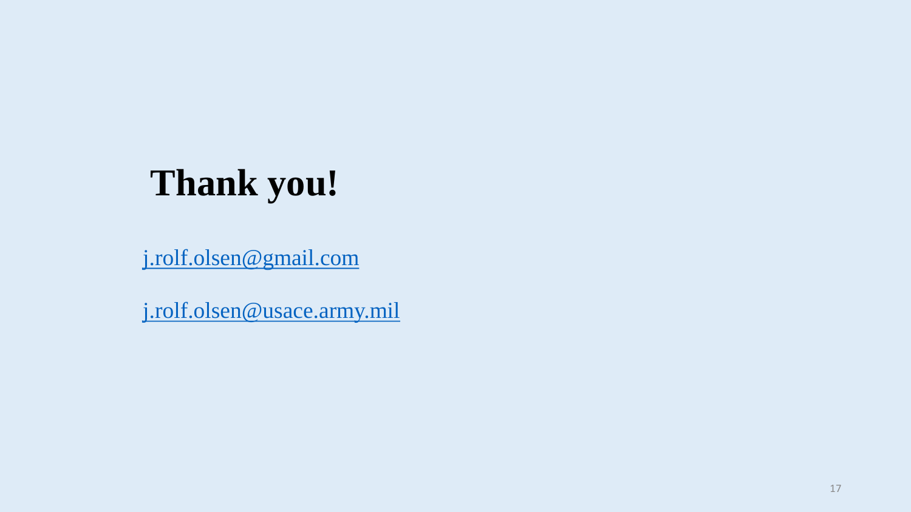# Thank you!

j.rolf.olsen@gmail.com

j.rolf.olsen@usace.army.mil